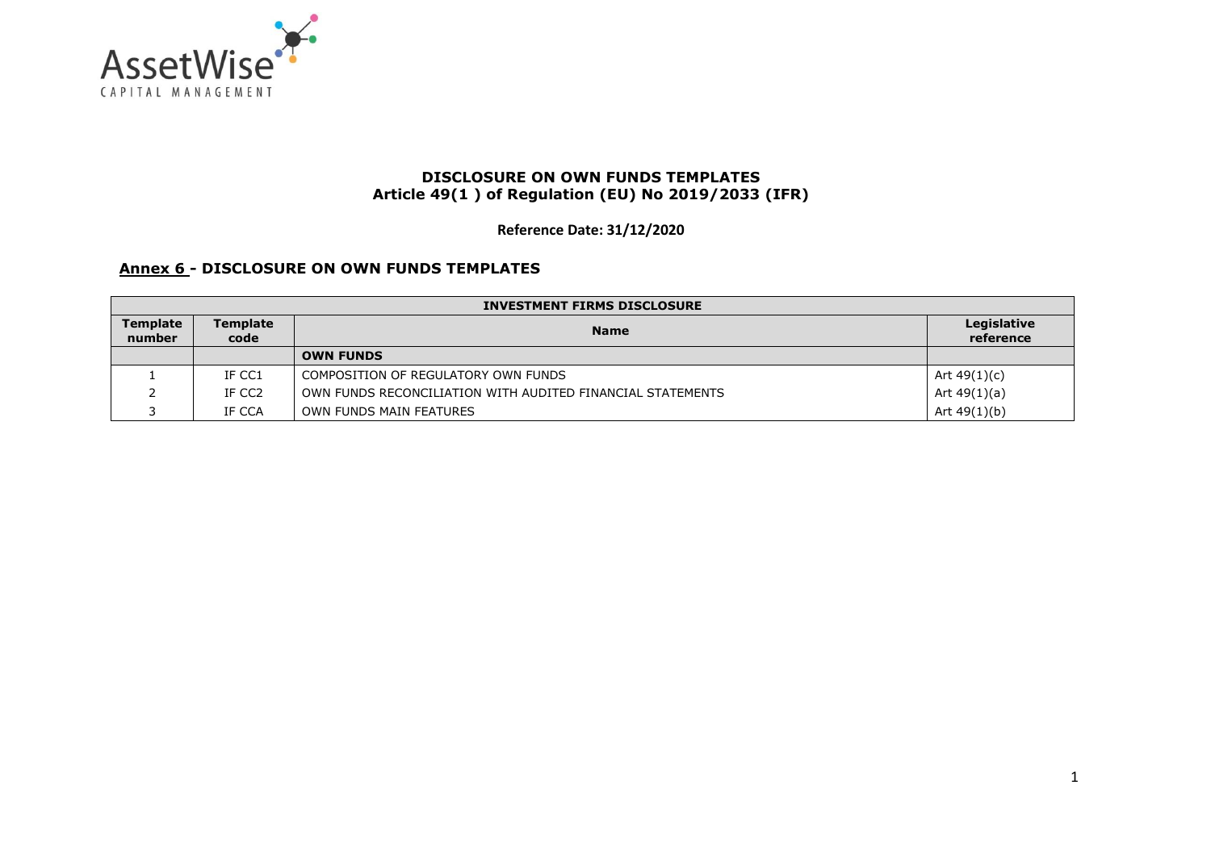# DISCLOSURE ON OWN FUNDS TEMPLATES
## Article 49(1 ) of Regulation (EU) No 2019/2033 (IFR)

**Reference Date: 31/12/2020**

### Annex 6 - DISCLOSURE ON OWN FUNDS TEMPLATES

| INVESTMENT FIRMS DISCLOSURE | | | |
|---|---|---|---|
| **Template number** | **Template code** | **Name** | **Legislative reference** |
| | | **OWN FUNDS** | |
| 1 | IF CC1 | COMPOSITION OF REGULATORY OWN FUNDS | Art 49(1)(c) |
| 2 | IF CC2 | OWN FUNDS RECONCILIATION WITH AUDITED FINANCIAL STATEMENTS | Art 49(1)(a) |
| 3 | IF CCA | OWN FUNDS MAIN FEATURES | Art 49(1)(b) |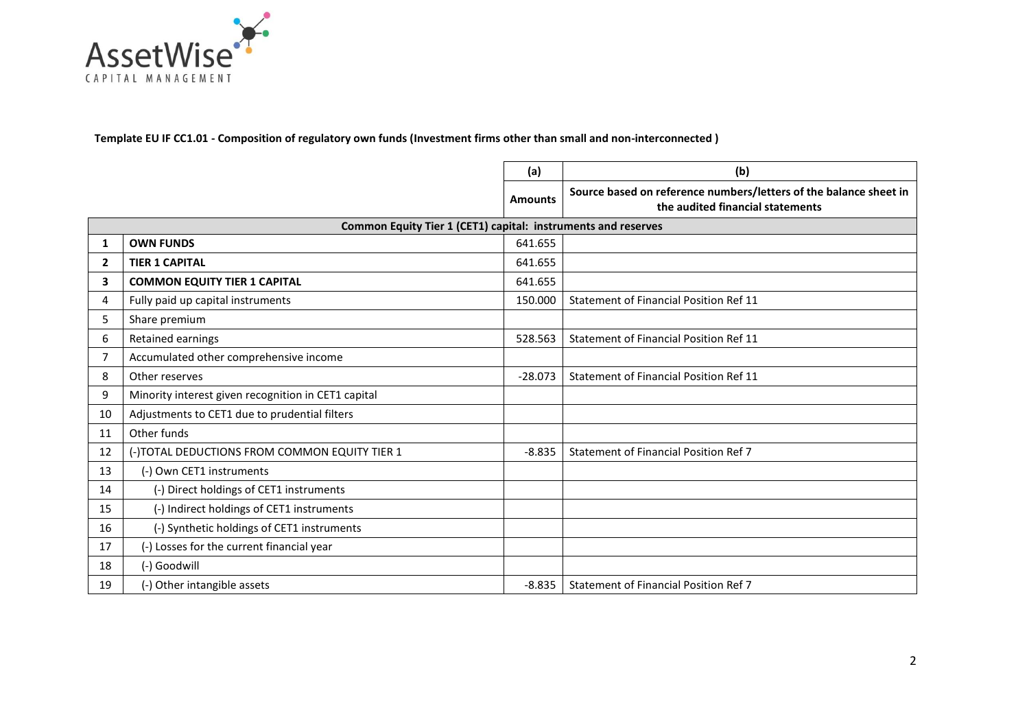**Template EU IF CC1.01 - Composition of regulatory own funds (Investment firms other than small and non-interconnected )**

| | | (a) | (b) |
|---|---|---|---|
| | | **Amounts** | **Source based on reference numbers/letters of the balance sheet in the audited financial statements** |
| | **Common Equity Tier 1 (CET1) capital: instruments and reserves** | | |
| **1** | **OWN FUNDS** | 641.655 | |
| **2** | **TIER 1 CAPITAL** | 641.655 | |
| **3** | **COMMON EQUITY TIER 1 CAPITAL** | 641.655 | |
| 4 | Fully paid up capital instruments | 150.000 | Statement of Financial Position Ref 11 |
| 5 | Share premium | | |
| 6 | Retained earnings | 528.563 | Statement of Financial Position Ref 11 |
| 7 | Accumulated other comprehensive income | | |
| 8 | Other reserves | -28.073 | Statement of Financial Position Ref 11 |
| 9 | Minority interest given recognition in CET1 capital | | |
| 10 | Adjustments to CET1 due to prudential filters | | |
| 11 | Other funds | | |
| 12 | (-)TOTAL DEDUCTIONS FROM COMMON EQUITY TIER 1 | -8.835 | Statement of Financial Position Ref 7 |
| 13 | (-) Own CET1 instruments | | |
| 14 | (-) Direct holdings of CET1 instruments | | |
| 15 | (-) Indirect holdings of CET1 instruments | | |
| 16 | (-) Synthetic holdings of CET1 instruments | | |
| 17 | (-) Losses for the current financial year | | |
| 18 | (-) Goodwill | | |
| 19 | (-) Other intangible assets | -8.835 | Statement of Financial Position Ref 7 |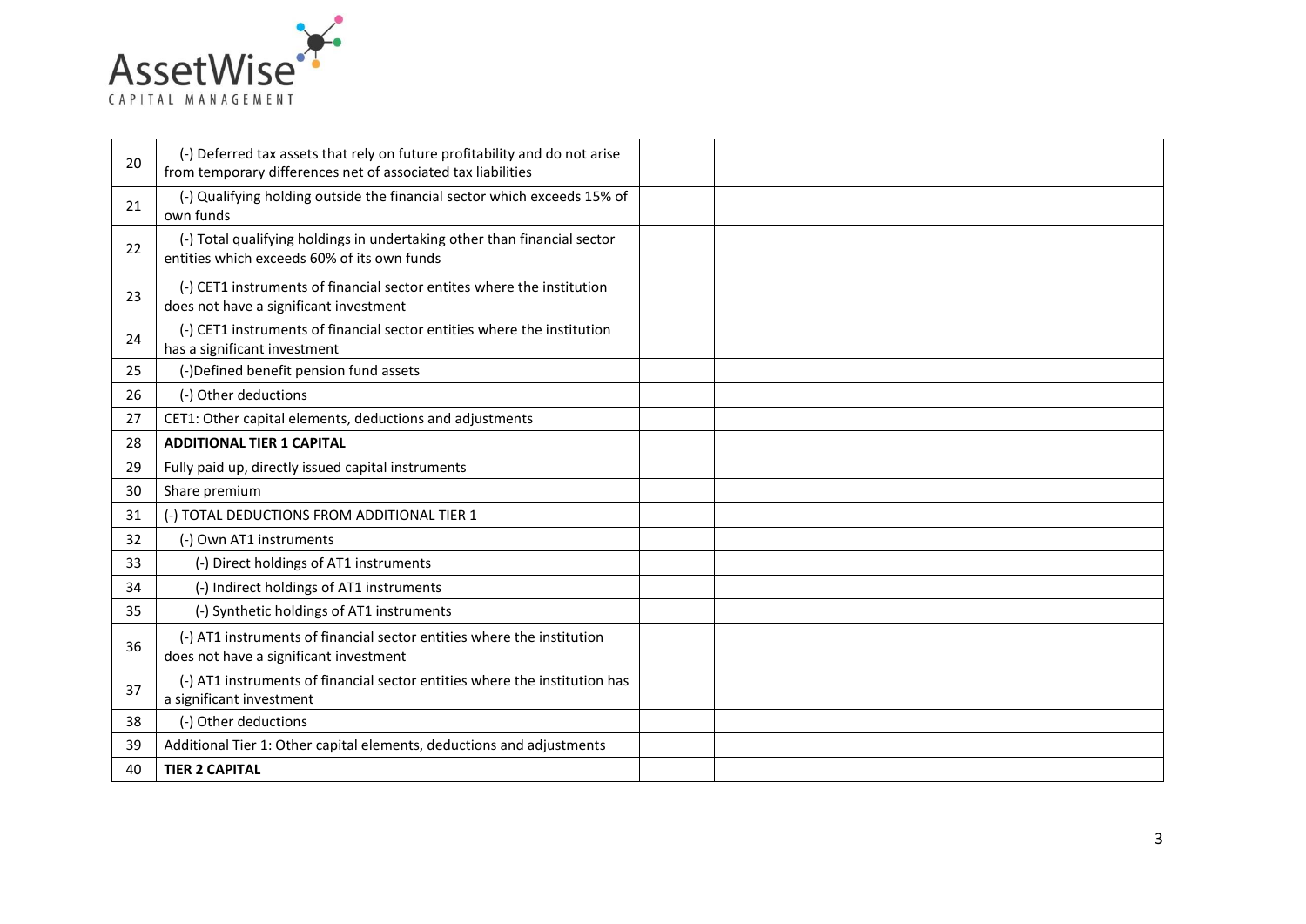| | | | |
|---|---|---|---|
| 20 | (-) Deferred tax assets that rely on future profitability and do not arise from temporary differences net of associated tax liabilities | | |
| 21 | (-) Qualifying holding outside the financial sector which exceeds 15% of own funds | | |
| 22 | (-) Total qualifying holdings in undertaking other than financial sector entities which exceeds 60% of its own funds | | |
| 23 | (-) CET1 instruments of financial sector entites where the institution does not have a significant investment | | |
| 24 | (-) CET1 instruments of financial sector entities where the institution has a significant investment | | |
| 25 | (-)Defined benefit pension fund assets | | |
| 26 | (-) Other deductions | | |
| 27 | CET1: Other capital elements, deductions and adjustments | | |
| 28 | **ADDITIONAL TIER 1 CAPITAL** | | |
| 29 | Fully paid up, directly issued capital instruments | | |
| 30 | Share premium | | |
| 31 | (-) TOTAL DEDUCTIONS FROM ADDITIONAL TIER 1 | | |
| 32 | (-) Own AT1 instruments | | |
| 33 | (-) Direct holdings of AT1 instruments | | |
| 34 | (-) Indirect holdings of AT1 instruments | | |
| 35 | (-) Synthetic holdings of AT1 instruments | | |
| 36 | (-) AT1 instruments of financial sector entities where the institution does not have a significant investment | | |
| 37 | (-) AT1 instruments of financial sector entities where the institution has a significant investment | | |
| 38 | (-) Other deductions | | |
| 39 | Additional Tier 1: Other capital elements, deductions and adjustments | | |
| 40 | **TIER 2 CAPITAL** | | |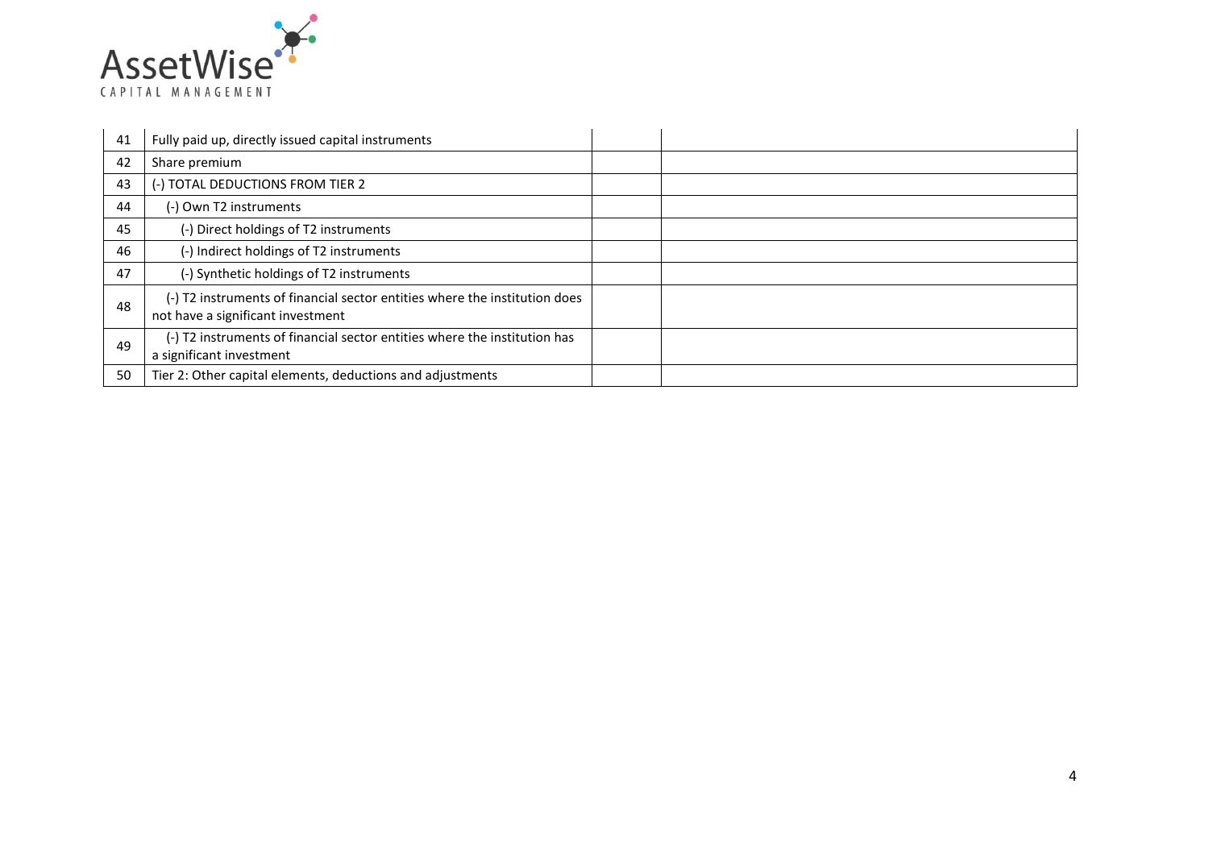| | | | |
|---|---|---|---|
| 41 | Fully paid up, directly issued capital instruments | | |
| 42 | Share premium | | |
| 43 | (-) TOTAL DEDUCTIONS FROM TIER 2 | | |
| 44 | (-) Own T2 instruments | | |
| 45 | (-) Direct holdings of T2 instruments | | |
| 46 | (-) Indirect holdings of T2 instruments | | |
| 47 | (-) Synthetic holdings of T2 instruments | | |
| 48 | (-) T2 instruments of financial sector entities where the institution does not have a significant investment | | |
| 49 | (-) T2 instruments of financial sector entities where the institution has a significant investment | | |
| 50 | Tier 2: Other capital elements, deductions and adjustments | | |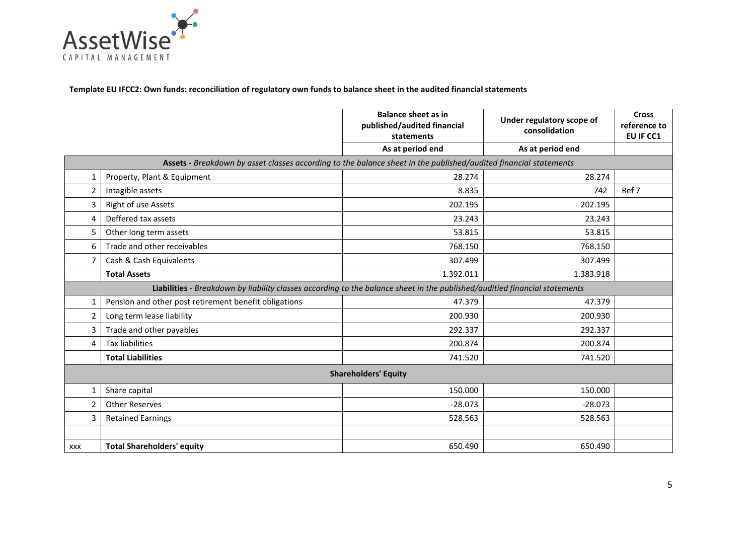**Template EU IFCC2: Own funds: reconciliation of regulatory own funds to balance sheet in the audited financial statements**

| | | Balance sheet as in published/audited financial statements | Under regulatory scope of consolidation | Cross reference to EU IF CC1 |
|---|---|---|---|---|
| | | As at period end | As at period end | |
| **Assets** - *Breakdown by asset classes according to the balance sheet in the published/audited financial statements* | | | | |
| 1 | Property, Plant & Equipment | 28.274 | 28.274 | |
| 2 | Intagible assets | 8.835 | 742 | Ref 7 |
| 3 | Right of use Assets | 202.195 | 202.195 | |
| 4 | Deffered tax assets | 23.243 | 23.243 | |
| 5 | Other long term assets | 53.815 | 53.815 | |
| 6 | Trade and other receivables | 768.150 | 768.150 | |
| 7 | Cash & Cash Equivalents | 307.499 | 307.499 | |
| | **Total Assets** | 1.392.011 | 1.383.918 | |
| **Liabilities** - *Breakdown by liability classes according to the balance sheet in the published/auditied financial statements* | | | | |
| 1 | Pension and other post retirement benefit obligations | 47.379 | 47.379 | |
| 2 | Long term lease liability | 200.930 | 200.930 | |
| 3 | Trade and other payables | 292.337 | 292.337 | |
| 4 | Tax liabilities | 200.874 | 200.874 | |
| | **Total Liabilities** | 741.520 | 741.520 | |
| **Shareholders' Equity** | | | | |
| 1 | Share capital | 150.000 | 150.000 | |
| 2 | Other Reserves | -28.073 | -28.073 | |
| 3 | Retained Earnings | 528.563 | 528.563 | |
| | | | | |
| xxx | **Total Shareholders' equity** | 650.490 | 650.490 | |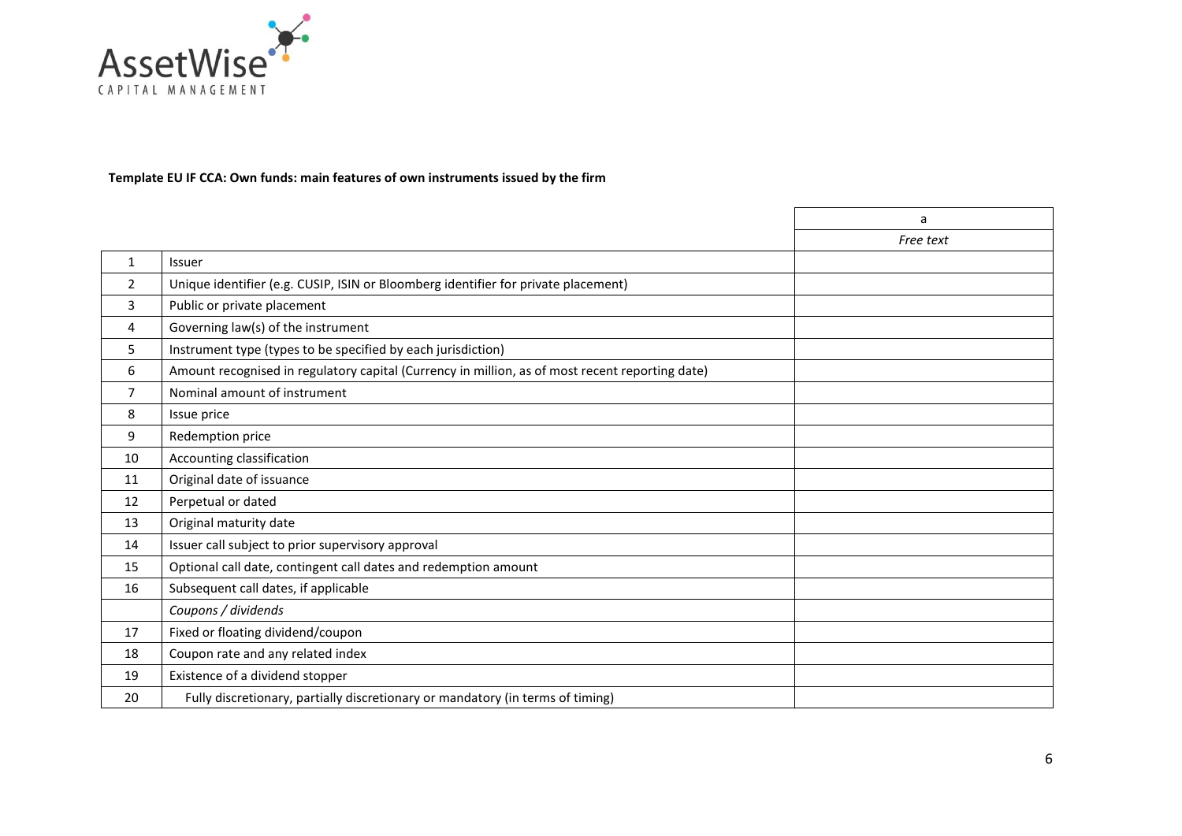**Template EU IF CCA: Own funds: main features of own instruments issued by the firm**

| | | a |
|---|---|---|
| | | *Free text* |
| 1 | Issuer | |
| 2 | Unique identifier (e.g. CUSIP, ISIN or Bloomberg identifier for private placement) | |
| 3 | Public or private placement | |
| 4 | Governing law(s) of the instrument | |
| 5 | Instrument type (types to be specified by each jurisdiction) | |
| 6 | Amount recognised in regulatory capital (Currency in million, as of most recent reporting date) | |
| 7 | Nominal amount of instrument | |
| 8 | Issue price | |
| 9 | Redemption price | |
| 10 | Accounting classification | |
| 11 | Original date of issuance | |
| 12 | Perpetual or dated | |
| 13 | Original maturity date | |
| 14 | Issuer call subject to prior supervisory approval | |
| 15 | Optional call date, contingent call dates and redemption amount | |
| 16 | Subsequent call dates, if applicable | |
| | *Coupons / dividends* | |
| 17 | Fixed or floating dividend/coupon | |
| 18 | Coupon rate and any related index | |
| 19 | Existence of a dividend stopper | |
| 20 | Fully discretionary, partially discretionary or mandatory (in terms of timing) | |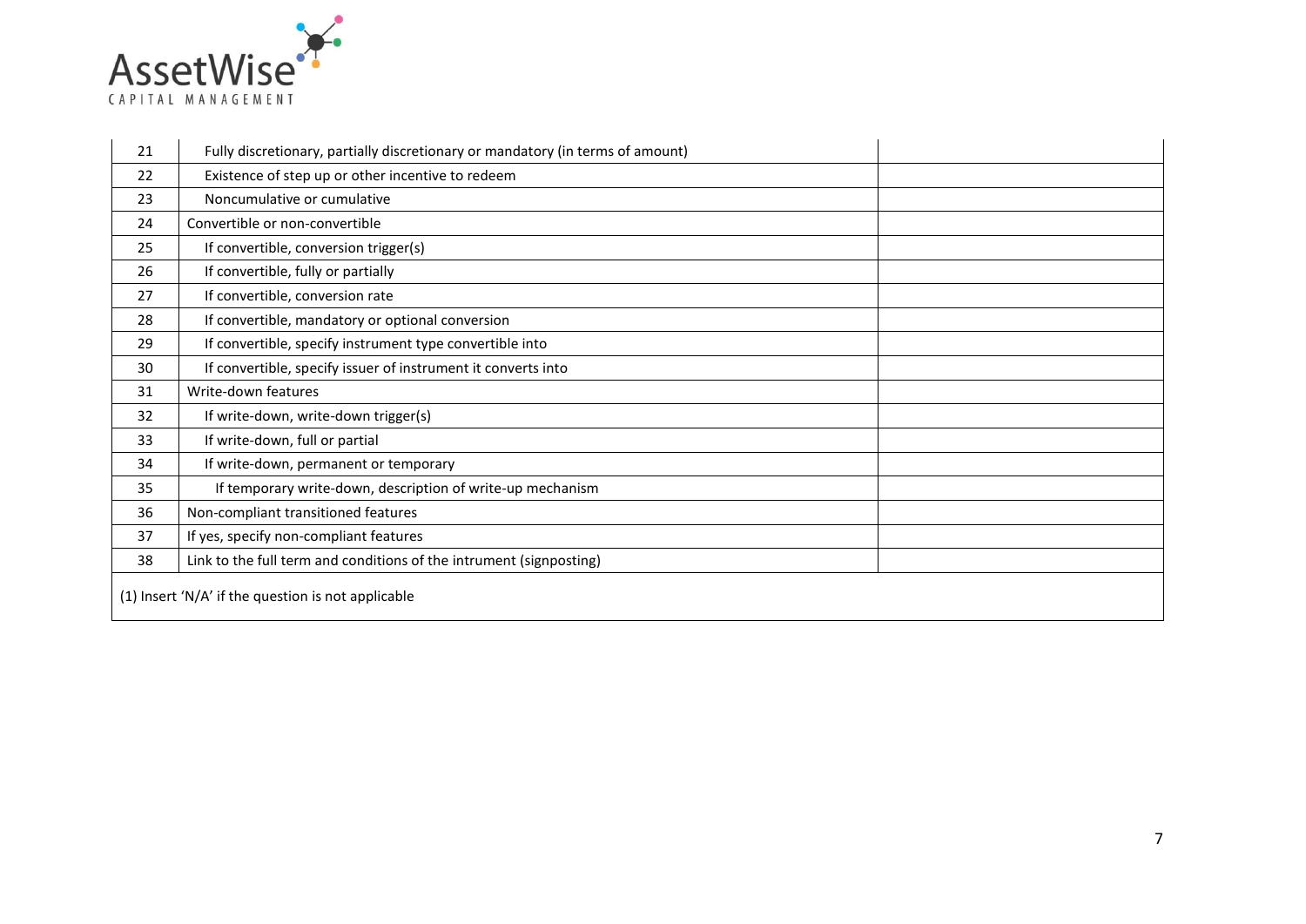| | | |
|---|---|---|
| 21 | Fully discretionary, partially discretionary or mandatory (in terms of amount) | |
| 22 | Existence of step up or other incentive to redeem | |
| 23 | Noncumulative or cumulative | |
| 24 | Convertible or non-convertible | |
| 25 | If convertible, conversion trigger(s) | |
| 26 | If convertible, fully or partially | |
| 27 | If convertible, conversion rate | |
| 28 | If convertible, mandatory or optional conversion | |
| 29 | If convertible, specify instrument type convertible into | |
| 30 | If convertible, specify issuer of instrument it converts into | |
| 31 | Write-down features | |
| 32 | If write-down, write-down trigger(s) | |
| 33 | If write-down, full or partial | |
| 34 | If write-down, permanent or temporary | |
| 35 | If temporary write-down, description of write-up mechanism | |
| 36 | Non-compliant transitioned features | |
| 37 | If yes, specify non-compliant features | |
| 38 | Link to the full term and conditions of the intrument (signposting) | |

(1) Insert 'N/A' if the question is not applicable